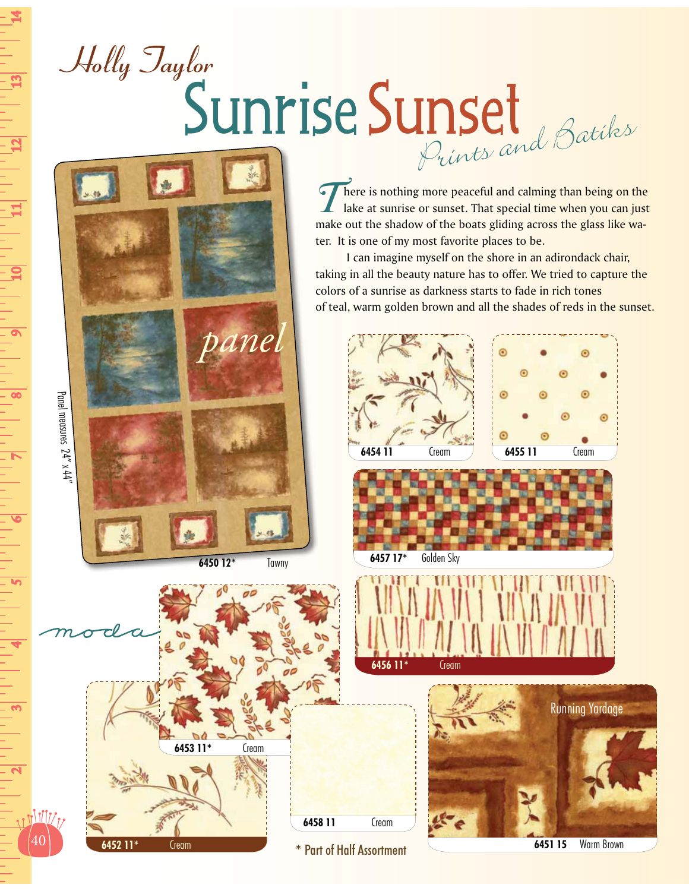# Holly Taylor

# Sunrise Sunset

## *Prints and Batiks*

There is nothing more peaceful and calming than being on the lake at sunrise or sunset. That special time when you can just make out the shadow of the boats gliding across the glass like water. It is one of my most favorite places to be.

I can imagine myself on the shore in an adirondack chair, taking in all the beauty nature has to offer. We tried to capture the colors of a sunrise as darkness starts to fade in rich tones of teal, warm golden brown and all the shades of reds in the sunset.

*panel*

Panel measures 24" x 44"

6450 12* Tawny

6454 11 Cream

6455 11 Cream

6457 17* Golden Sky

6456 11* Cream

6453 11* Cream

6452 11* Cream

6458 11 Cream

Running Yardage

6451 15 Warm Brown

moda

\* Part of Half Assortment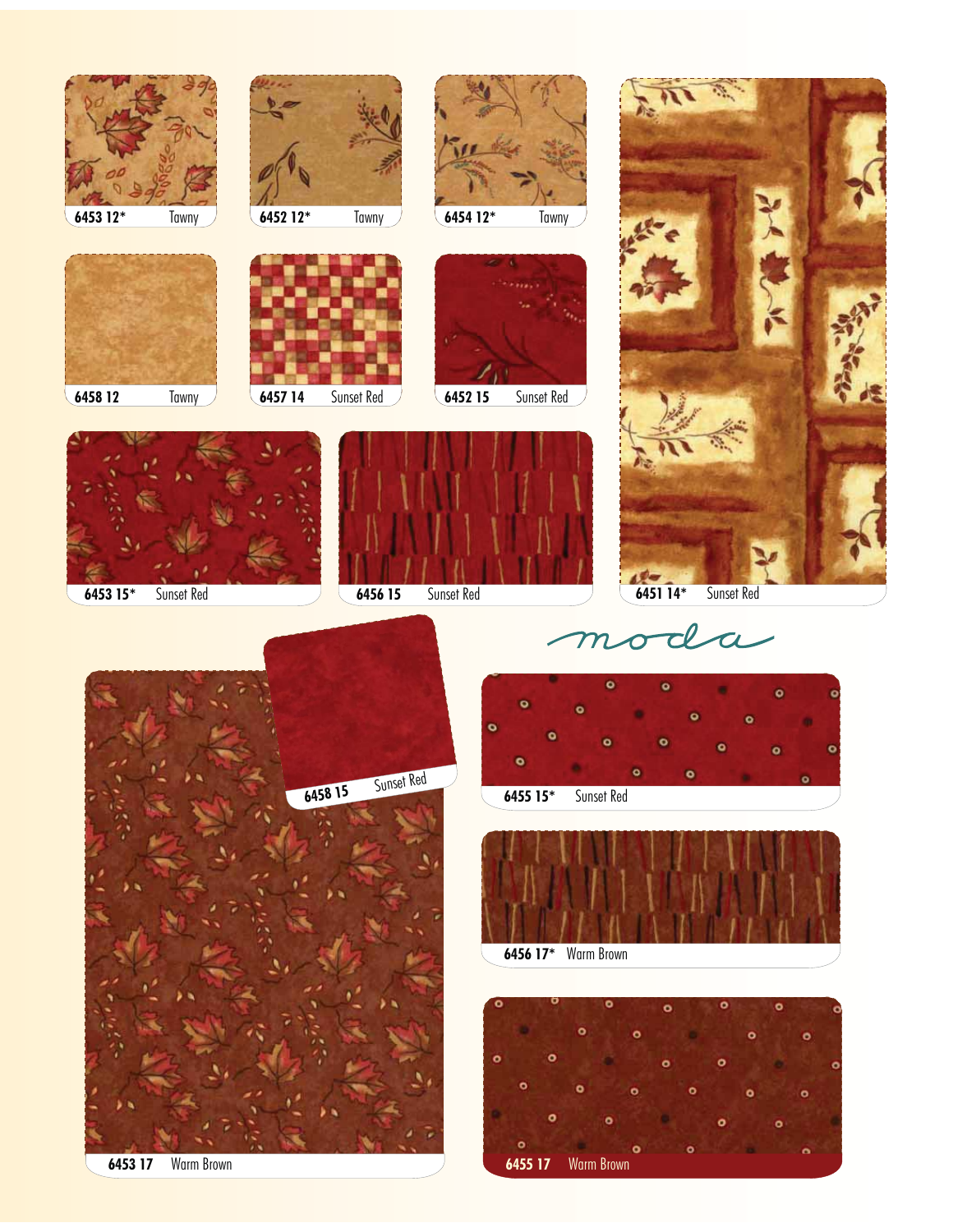6453 12* Tawny

6452 12* Tawny

6454 12* Tawny

6458 12 Tawny

6457 14 Sunset Red

6452 15 Sunset Red

6453 15* Sunset Red

6456 15 Sunset Red

6451 14* Sunset Red

moda

6458 15 Sunset Red

6455 15* Sunset Red

6456 17* Warm Brown

6453 17 Warm Brown

6455 17 Warm Brown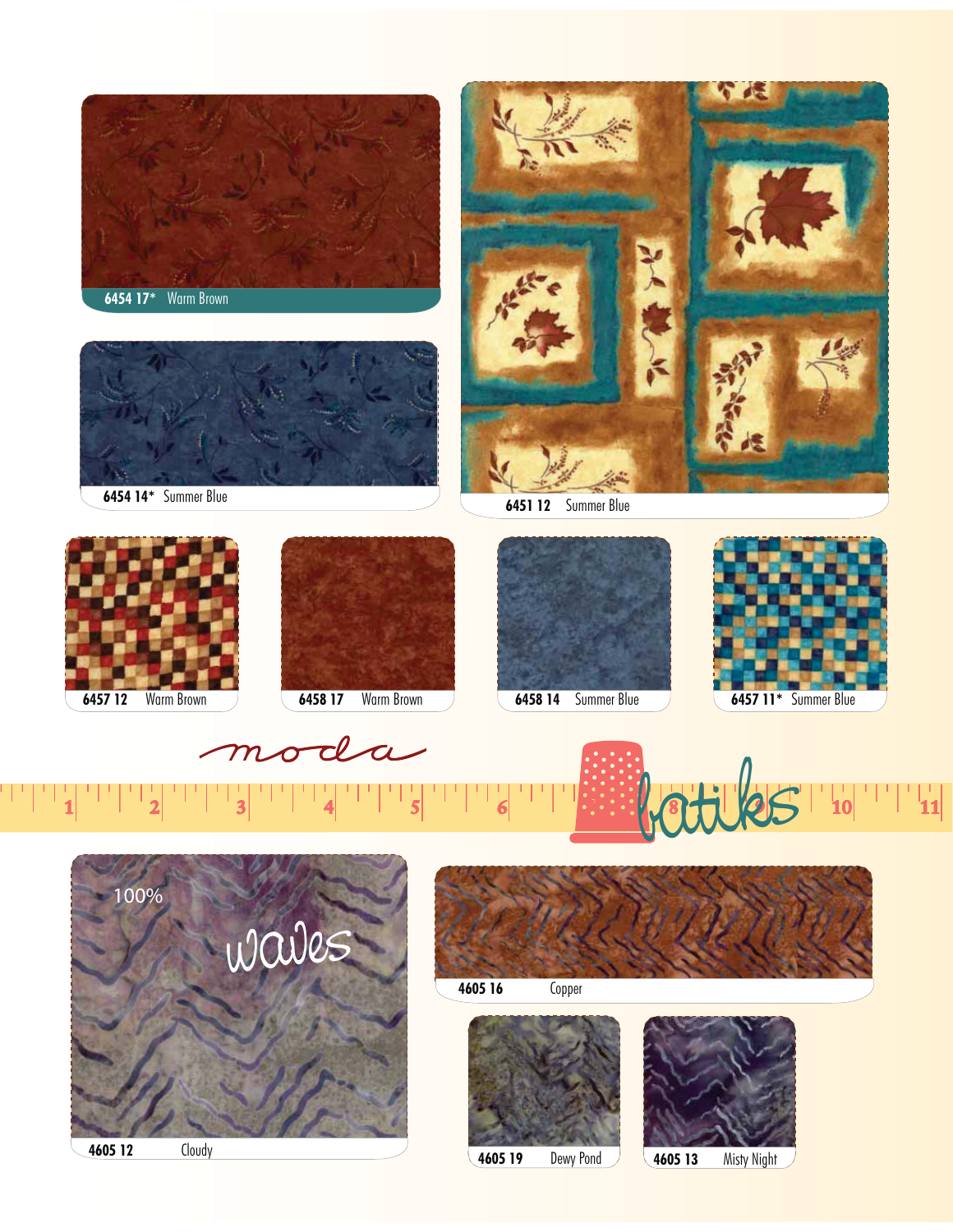6454 17* Warm Brown

6454 14* Summer Blue

6451 12 Summer Blue

6457 12 Warm Brown

6458 17 Warm Brown

6458 14 Summer Blue

6457 11* Summer Blue

moda

batiks

100% waves

4605 12 Cloudy

4605 16 Copper

4605 19 Dewy Pond

4605 13 Misty Night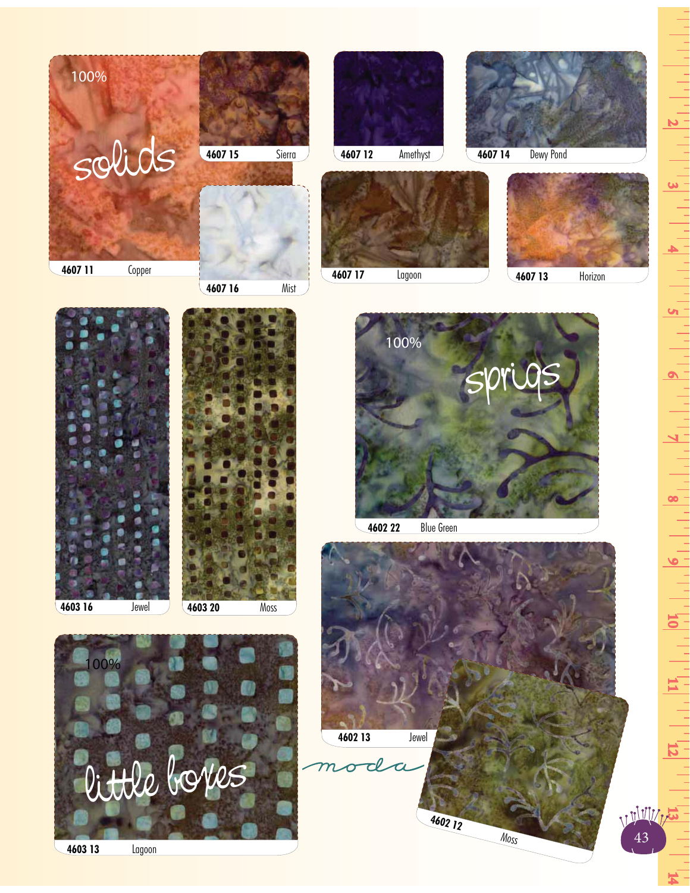## solids

100%

4607 11 Copper

4607 15 Sierra

4607 16 Mist

4607 12 Amethyst

4607 14 Dewy Pond

4607 17 Lagoon

4607 13 Horizon

4603 16 Jewel

4603 20 Moss

## sprigs

100%

4602 22 Blue Green

4602 13 Jewel

4602 12 Moss

## little boxes

100%

4603 13 Lagoon

moda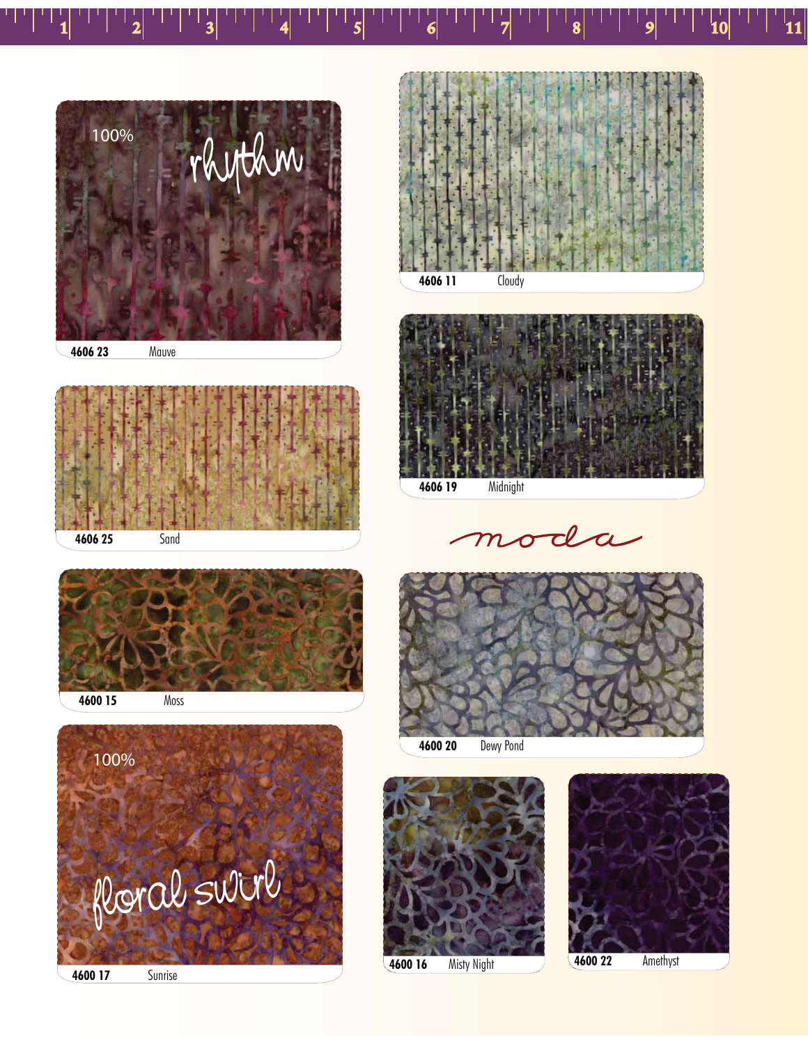100%

rhythm

4606 23 Mauve

4606 11 Cloudy

4606 25 Sand

4606 19 Midnight

moda

4600 15 Moss

4600 20 Dewy Pond

100%

floral swirl

4600 17 Sunrise

4600 16 Misty Night

4600 22 Amethyst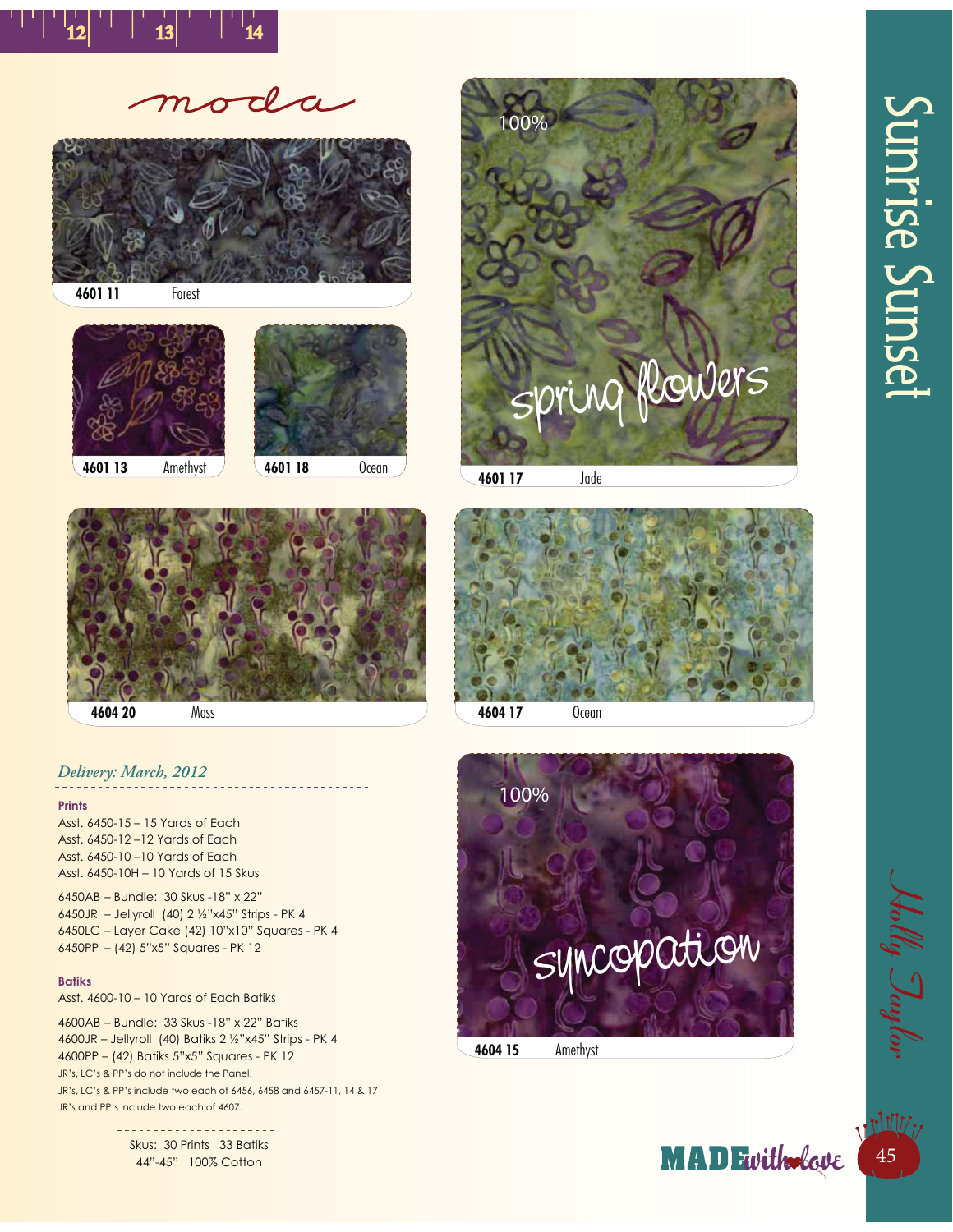moda

4601 11 Forest

4601 13 Amethyst

4601 18 Ocean

4601 17 Jade

spring flowers

4604 20 Moss

4604 17 Ocean

*Delivery: March, 2012*

**Prints**

Asst. 6450-15 – 15 Yards of Each
Asst. 6450-12 –12 Yards of Each
Asst. 6450-10 –10 Yards of Each
Asst. 6450-10H – 10 Yards of 15 Skus

6450AB – Bundle: 30 Skus -18" x 22"
6450JR – Jellyroll (40) 2 ½"x45" Strips - PK 4
6450LC – Layer Cake (42) 10"x10" Squares - PK 4
6450PP – (42) 5"x5" Squares - PK 12

**Batiks**

Asst. 4600-10 – 10 Yards of Each Batiks

4600AB – Bundle: 33 Skus -18" x 22" Batiks
4600JR – Jellyroll (40) Batiks 2 ½"x45" Strips - PK 4
4600PP – (42) Batiks 5"x5" Squares - PK 12
JR's, LC's & PP's do not include the Panel.
JR's, LC's & PP's include two each of 6456, 6458 and 6457-11, 14 & 17
JR's and PP's include two each of 4607.

Skus: 30 Prints 33 Batiks
44"-45" 100% Cotton

syncopation

4604 15 Amethyst

# Sunrise Sunset

Holly Taylor

MADE with love